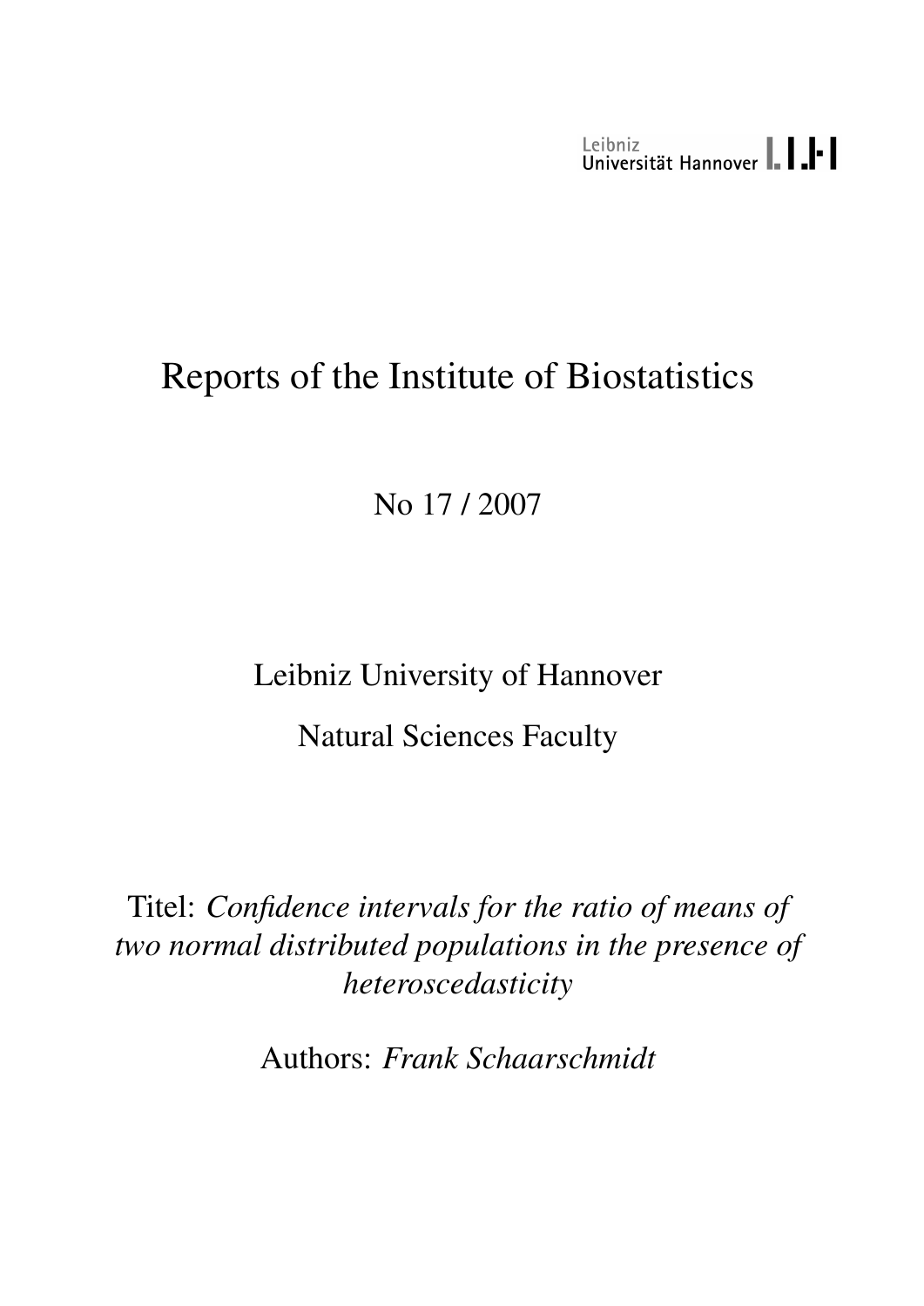Leibniz Universität Hannover

# Reports of the Institute of Biostatistics

No 17 / 2007

Leibniz University of Hannover

Natural Sciences Faculty

Titel: *Confidence intervals for the ratio of means of two normal distributed populations in the presence of heteroscedasticity*

Authors: *Frank Schaarschmidt*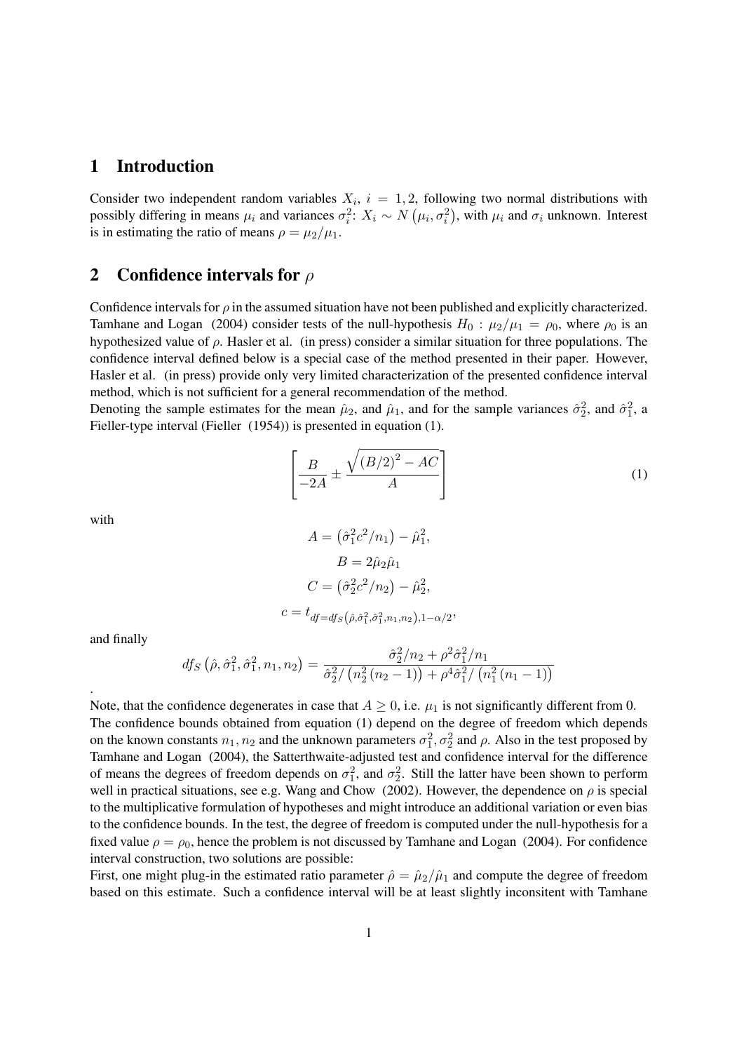# 1 Introduction

Consider two independent random variables $X_i$, $i = 1, 2$, following two normal distributions with possibly differing in means $\mu_i$ and variances $\sigma_i^2$: $X_i \sim N\left(\mu_i, \sigma_i^2\right)$, with $\mu_i$ and $\sigma_i$ unknown. Interest is in estimating the ratio of means $\rho = \mu_2/\mu_1$.

# 2 Confidence intervals for $\rho$

Confidence intervals for $\rho$ in the assumed situation have not been published and explicitly characterized. Tamhane and Logan (2004) consider tests of the null-hypothesis $H_0 : \mu_2/\mu_1 = \rho_0$, where $\rho_0$ is an hypothesized value of $\rho$. Hasler et al. (in press) consider a similar situation for three populations. The confidence interval defined below is a special case of the method presented in their paper. However, Hasler et al. (in press) provide only very limited characterization of the presented confidence interval method, which is not sufficient for a general recommendation of the method.

Denoting the sample estimates for the mean $\hat{\mu}_2$, and $\hat{\mu}_1$, and for the sample variances $\hat{\sigma}_2^2$, and $\hat{\sigma}_1^2$, a Fieller-type interval (Fieller (1954)) is presented in equation (1).

$$\left[ \frac{B}{-2A} \pm \frac{\sqrt{(B/2)^2 - AC}}{A} \right] \tag{1}$$

with

$$A = \left(\hat{\sigma}_1^2 c^2/n_1\right) - \hat{\mu}_1^2,$$

$$B = 2\hat{\mu}_2\hat{\mu}_1$$

$$C = \left(\hat{\sigma}_2^2 c^2/n_2\right) - \hat{\mu}_2^2,$$

$$c = t_{df=df_S\left(\hat{\rho},\hat{\sigma}_1^2,\hat{\sigma}_1^2,n_1,n_2\right),1-\alpha/2},$$

and finally

$$df_S\left(\hat{\rho}, \hat{\sigma}_1^2, \hat{\sigma}_1^2, n_1, n_2\right) = \frac{\hat{\sigma}_2^2/n_2 + \rho^2\hat{\sigma}_1^2/n_1}{\hat{\sigma}_2^2/\left(n_2^2\left(n_2-1\right)\right) + \rho^4\hat{\sigma}_1^2/\left(n_1^2\left(n_1-1\right)\right)}$$

.

Note, that the confidence degenerates in case that $A \geq 0$, i.e. $\mu_1$ is not significantly different from 0.

The confidence bounds obtained from equation (1) depend on the degree of freedom which depends on the known constants $n_1, n_2$ and the unknown parameters $\sigma_1^2, \sigma_2^2$ and $\rho$. Also in the test proposed by Tamhane and Logan (2004), the Satterthwaite-adjusted test and confidence interval for the difference of means the degrees of freedom depends on $\sigma_1^2$, and $\sigma_2^2$. Still the latter have been shown to perform well in practical situations, see e.g. Wang and Chow (2002). However, the dependence on $\rho$ is special to the multiplicative formulation of hypotheses and might introduce an additional variation or even bias to the confidence bounds. In the test, the degree of freedom is computed under the null-hypothesis for a fixed value $\rho = \rho_0$, hence the problem is not discussed by Tamhane and Logan (2004). For confidence interval construction, two solutions are possible:

First, one might plug-in the estimated ratio parameter $\hat{\rho} = \hat{\mu}_2/\hat{\mu}_1$ and compute the degree of freedom based on this estimate. Such a confidence interval will be at least slightly inconsitent with Tamhane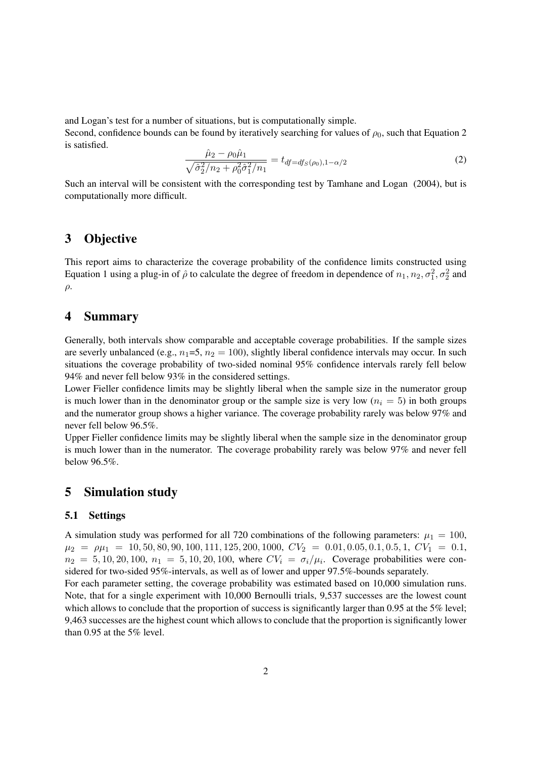and Logan's test for a number of situations, but is computationally simple.

Second, confidence bounds can be found by iteratively searching for values of $\rho_0$, such that Equation 2 is satisfied.

$$\frac{\hat{\mu}_2 - \rho_0 \hat{\mu}_1}{\sqrt{\hat{\sigma}_2^2/n_2 + \rho_0^2 \hat{\sigma}_1^2/n_1}} = t_{df=df_S(\rho_0),1-\alpha/2} \tag{2}$$

Such an interval will be consistent with the corresponding test by Tamhane and Logan (2004), but is computationally more difficult.

# 3 Objective

This report aims to characterize the coverage probability of the confidence limits constructed using Equation 1 using a plug-in of $\hat{\rho}$ to calculate the degree of freedom in dependence of $n_1, n_2, \sigma_1^2, \sigma_2^2$ and $\rho$.

# 4 Summary

Generally, both intervals show comparable and acceptable coverage probabilities. If the sample sizes are severly unbalanced (e.g., $n_1$=5, $n_2 = 100$), slightly liberal confidence intervals may occur. In such situations the coverage probability of two-sided nominal 95% confidence intervals rarely fell below 94% and never fell below 93% in the considered settings.

Lower Fieller confidence limits may be slightly liberal when the sample size in the numerator group is much lower than in the denominator group or the sample size is very low ($n_i = 5$) in both groups and the numerator group shows a higher variance. The coverage probability rarely was below 97% and never fell below 96.5%.

Upper Fieller confidence limits may be slightly liberal when the sample size in the denominator group is much lower than in the numerator. The coverage probability rarely was below 97% and never fell below 96.5%.

# 5 Simulation study

## 5.1 Settings

A simulation study was performed for all 720 combinations of the following parameters: $\mu_1 = 100$, $\mu_2 = \rho\mu_1 = 10, 50, 80, 90, 100, 111, 125, 200, 1000$, $CV_2 = 0.01, 0.05, 0.1, 0.5, 1$, $CV_1 = 0.1$, $n_2 = 5, 10, 20, 100$, $n_1 = 5, 10, 20, 100$, where $CV_i = \sigma_i/\mu_i$. Coverage probabilities were considered for two-sided 95%-intervals, as well as of lower and upper 97.5%-bounds separately.

For each parameter setting, the coverage probability was estimated based on 10,000 simulation runs. Note, that for a single experiment with 10,000 Bernoulli trials, 9,537 successes are the lowest count which allows to conclude that the proportion of success is significantly larger than 0.95 at the 5% level; 9,463 successes are the highest count which allows to conclude that the proportion is significantly lower than 0.95 at the 5% level.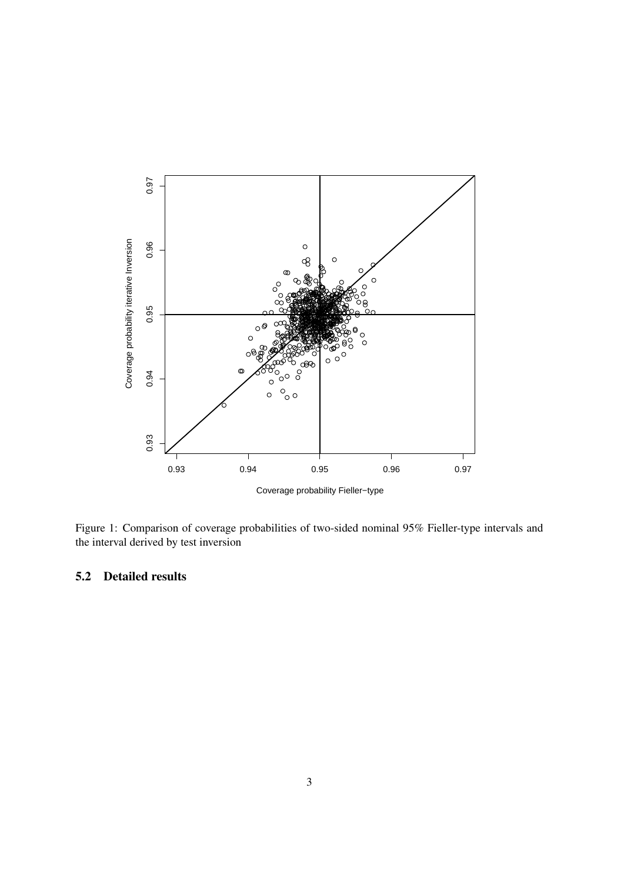Figure 1: Comparison of coverage probabilities of two-sided nominal 95% Fieller-type intervals and the interval derived by test inversion

### 5.2 Detailed results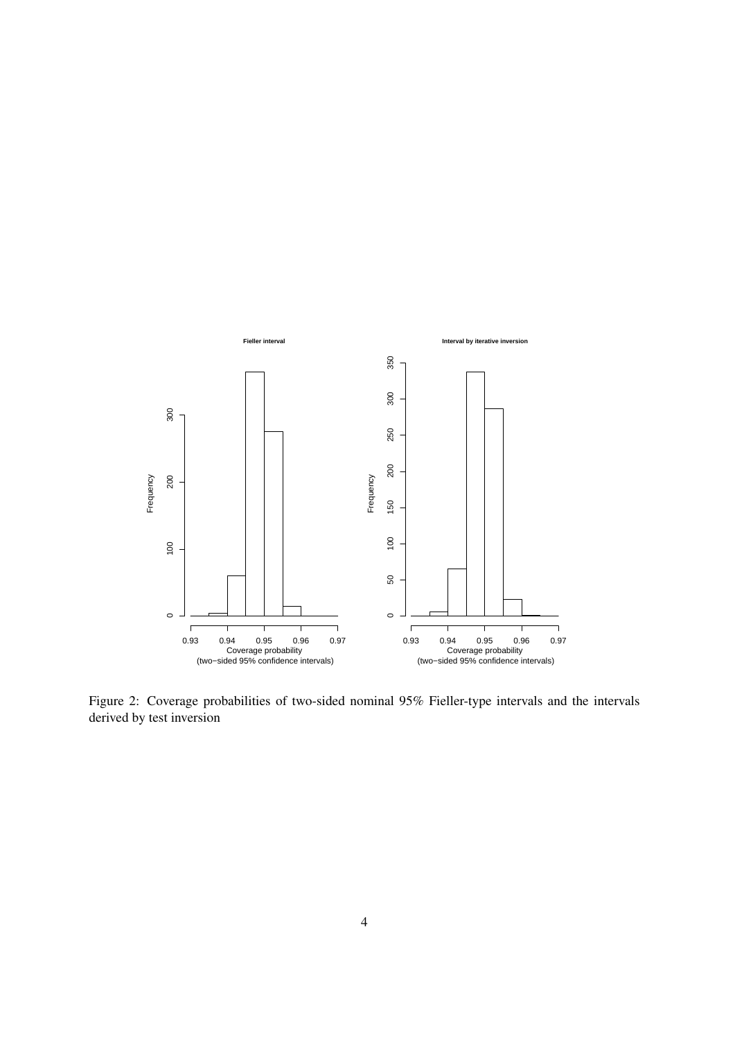Figure 2: Coverage probabilities of two-sided nominal 95% Fieller-type intervals and the intervals derived by test inversion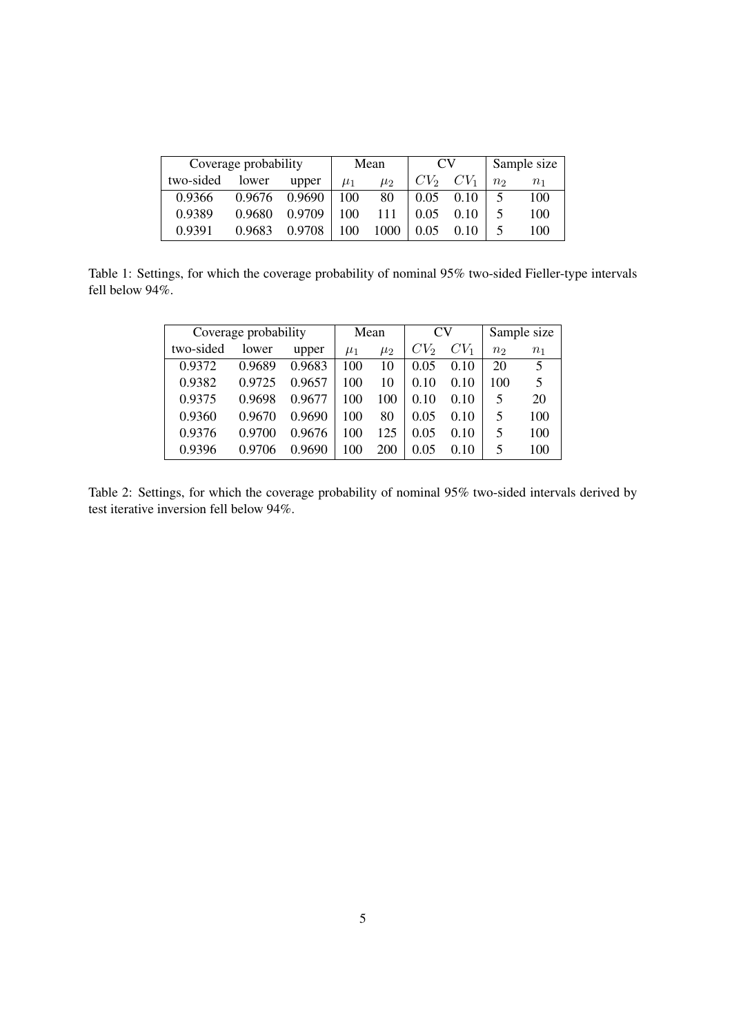| Coverage probability | | | Mean | | CV | | Sample size | |
|---|---|---|---|---|---|---|---|---|
| two-sided | lower | upper | $\mu_1$ | $\mu_2$ | $CV_2$ | $CV_1$ | $n_2$ | $n_1$ |
| 0.9366 | 0.9676 | 0.9690 | 100 | 80 | 0.05 | 0.10 | 5 | 100 |
| 0.9389 | 0.9680 | 0.9709 | 100 | 111 | 0.05 | 0.10 | 5 | 100 |
| 0.9391 | 0.9683 | 0.9708 | 100 | 1000 | 0.05 | 0.10 | 5 | 100 |

Table 1: Settings, for which the coverage probability of nominal 95% two-sided Fieller-type intervals fell below 94%.

| Coverage probability | | | Mean | | CV | | Sample size | |
|---|---|---|---|---|---|---|---|---|
| two-sided | lower | upper | $\mu_1$ | $\mu_2$ | $CV_2$ | $CV_1$ | $n_2$ | $n_1$ |
| 0.9372 | 0.9689 | 0.9683 | 100 | 10 | 0.05 | 0.10 | 20 | 5 |
| 0.9382 | 0.9725 | 0.9657 | 100 | 10 | 0.10 | 0.10 | 100 | 5 |
| 0.9375 | 0.9698 | 0.9677 | 100 | 100 | 0.10 | 0.10 | 5 | 20 |
| 0.9360 | 0.9670 | 0.9690 | 100 | 80 | 0.05 | 0.10 | 5 | 100 |
| 0.9376 | 0.9700 | 0.9676 | 100 | 125 | 0.05 | 0.10 | 5 | 100 |
| 0.9396 | 0.9706 | 0.9690 | 100 | 200 | 0.05 | 0.10 | 5 | 100 |

Table 2: Settings, for which the coverage probability of nominal 95% two-sided intervals derived by test iterative inversion fell below 94%.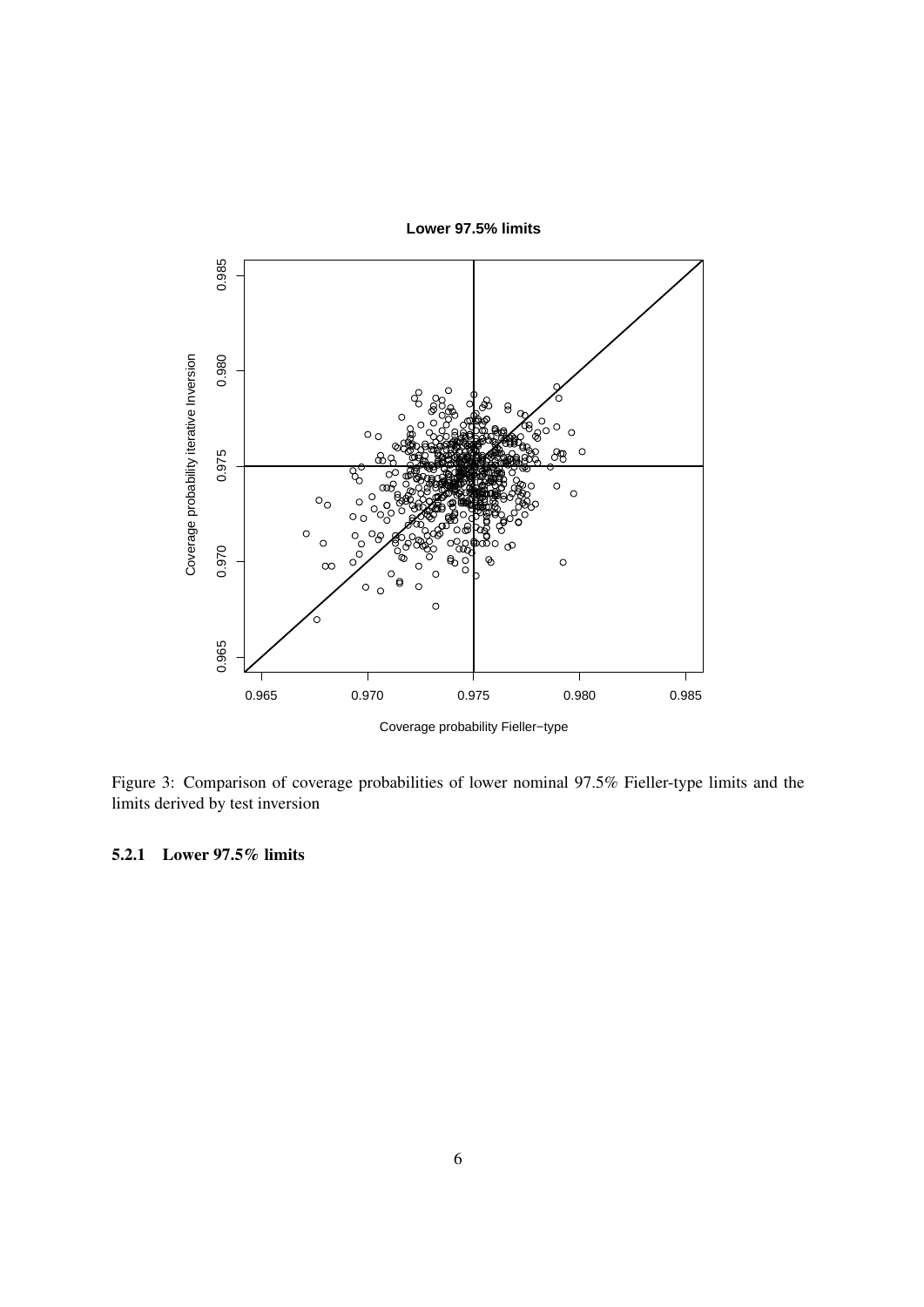Figure 3: Comparison of coverage probabilities of lower nominal 97.5% Fieller-type limits and the limits derived by test inversion

### 5.2.1 Lower 97.5% limits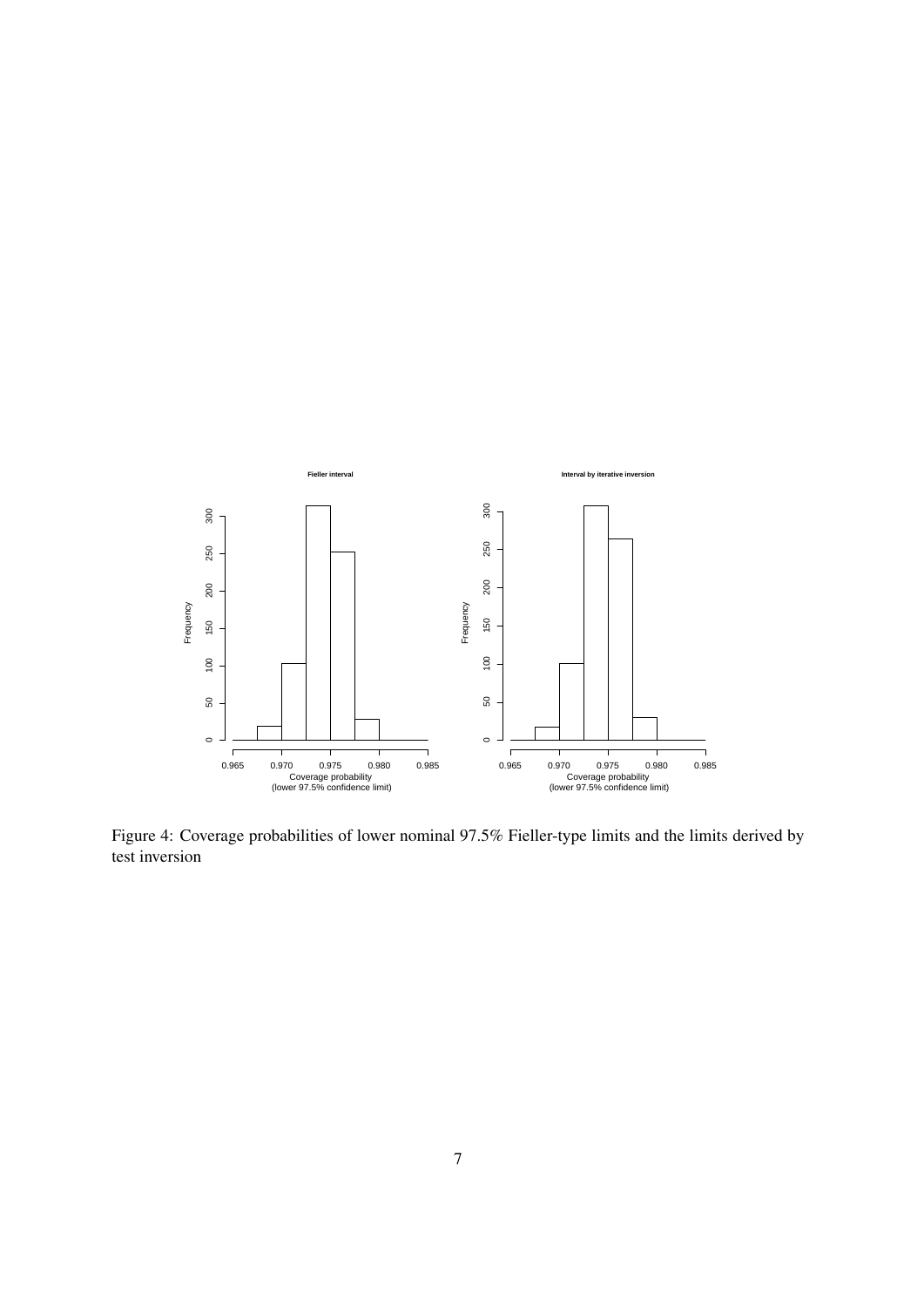Figure 4: Coverage probabilities of lower nominal 97.5% Fieller-type limits and the limits derived by test inversion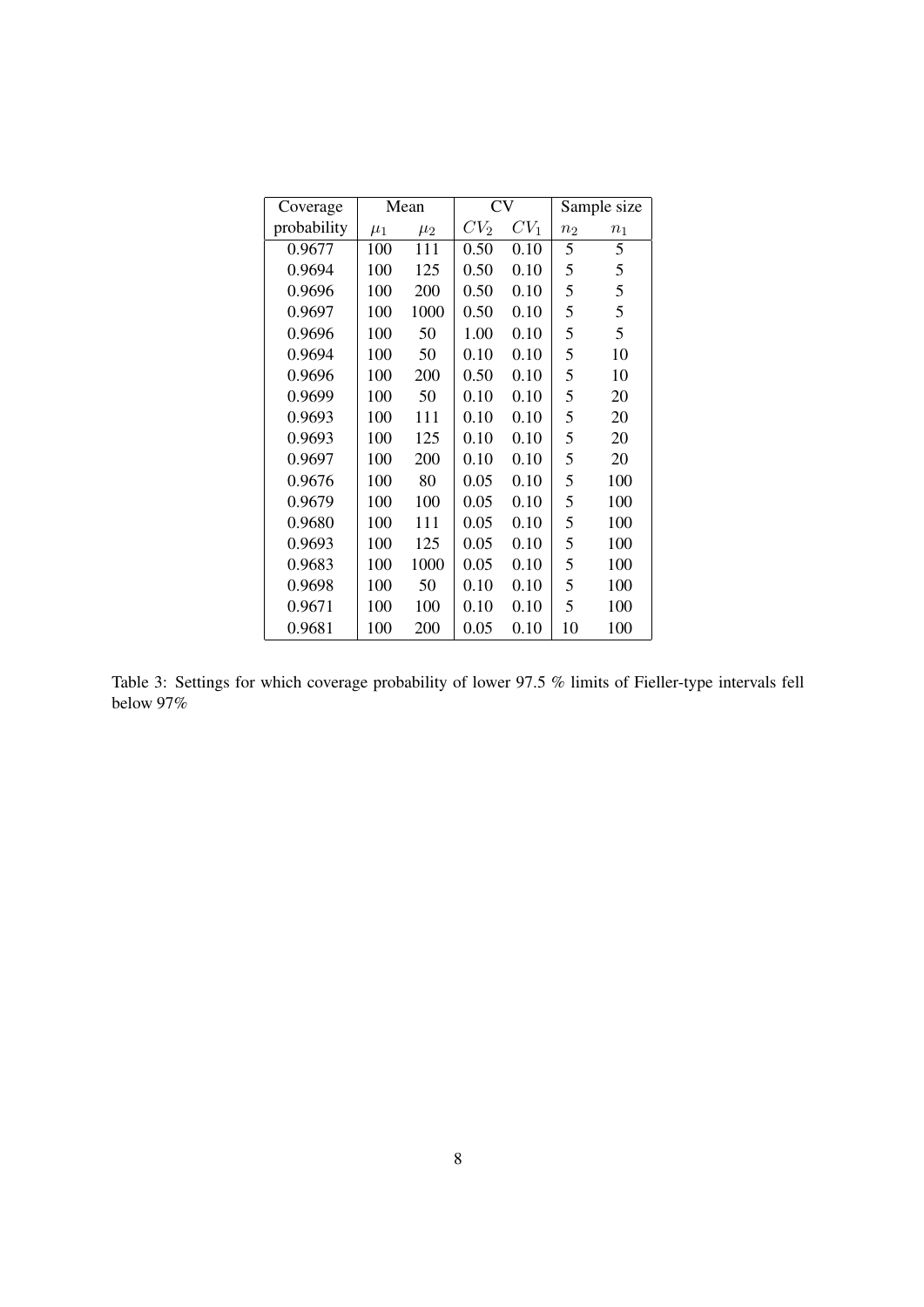| Coverage | Mean | | CV | | Sample size | |
|---|---|---|---|---|---|---|
| probability | $\mu_1$ | $\mu_2$ | $CV_2$ | $CV_1$ | $n_2$ | $n_1$ |
| 0.9677 | 100 | 111 | 0.50 | 0.10 | 5 | 5 |
| 0.9694 | 100 | 125 | 0.50 | 0.10 | 5 | 5 |
| 0.9696 | 100 | 200 | 0.50 | 0.10 | 5 | 5 |
| 0.9697 | 100 | 1000 | 0.50 | 0.10 | 5 | 5 |
| 0.9696 | 100 | 50 | 1.00 | 0.10 | 5 | 5 |
| 0.9694 | 100 | 50 | 0.10 | 0.10 | 5 | 10 |
| 0.9696 | 100 | 200 | 0.50 | 0.10 | 5 | 10 |
| 0.9699 | 100 | 50 | 0.10 | 0.10 | 5 | 20 |
| 0.9693 | 100 | 111 | 0.10 | 0.10 | 5 | 20 |
| 0.9693 | 100 | 125 | 0.10 | 0.10 | 5 | 20 |
| 0.9697 | 100 | 200 | 0.10 | 0.10 | 5 | 20 |
| 0.9676 | 100 | 80 | 0.05 | 0.10 | 5 | 100 |
| 0.9679 | 100 | 100 | 0.05 | 0.10 | 5 | 100 |
| 0.9680 | 100 | 111 | 0.05 | 0.10 | 5 | 100 |
| 0.9693 | 100 | 125 | 0.05 | 0.10 | 5 | 100 |
| 0.9683 | 100 | 1000 | 0.05 | 0.10 | 5 | 100 |
| 0.9698 | 100 | 50 | 0.10 | 0.10 | 5 | 100 |
| 0.9671 | 100 | 100 | 0.10 | 0.10 | 5 | 100 |
| 0.9681 | 100 | 200 | 0.05 | 0.10 | 10 | 100 |

Table 3: Settings for which coverage probability of lower 97.5 % limits of Fieller-type intervals fell below 97%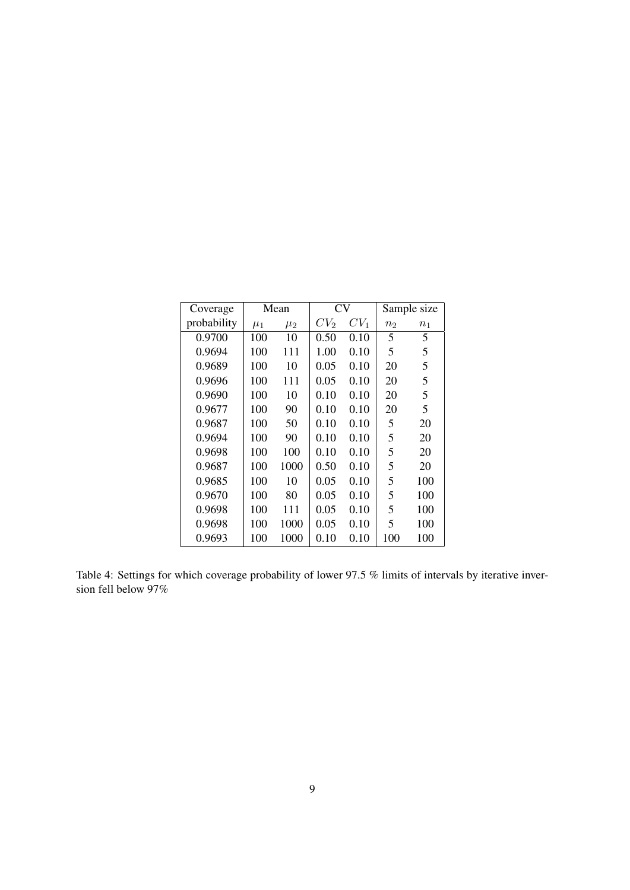| Coverage | Mean | | CV | | Sample size | |
|---|---|---|---|---|---|---|
| probability | $\mu_1$ | $\mu_2$ | $CV_2$ | $CV_1$ | $n_2$ | $n_1$ |
| 0.9700 | 100 | 10 | 0.50 | 0.10 | 5 | 5 |
| 0.9694 | 100 | 111 | 1.00 | 0.10 | 5 | 5 |
| 0.9689 | 100 | 10 | 0.05 | 0.10 | 20 | 5 |
| 0.9696 | 100 | 111 | 0.05 | 0.10 | 20 | 5 |
| 0.9690 | 100 | 10 | 0.10 | 0.10 | 20 | 5 |
| 0.9677 | 100 | 90 | 0.10 | 0.10 | 20 | 5 |
| 0.9687 | 100 | 50 | 0.10 | 0.10 | 5 | 20 |
| 0.9694 | 100 | 90 | 0.10 | 0.10 | 5 | 20 |
| 0.9698 | 100 | 100 | 0.10 | 0.10 | 5 | 20 |
| 0.9687 | 100 | 1000 | 0.50 | 0.10 | 5 | 20 |
| 0.9685 | 100 | 10 | 0.05 | 0.10 | 5 | 100 |
| 0.9670 | 100 | 80 | 0.05 | 0.10 | 5 | 100 |
| 0.9698 | 100 | 111 | 0.05 | 0.10 | 5 | 100 |
| 0.9698 | 100 | 1000 | 0.05 | 0.10 | 5 | 100 |
| 0.9693 | 100 | 1000 | 0.10 | 0.10 | 100 | 100 |

Table 4: Settings for which coverage probability of lower 97.5 % limits of intervals by iterative inversion fell below 97%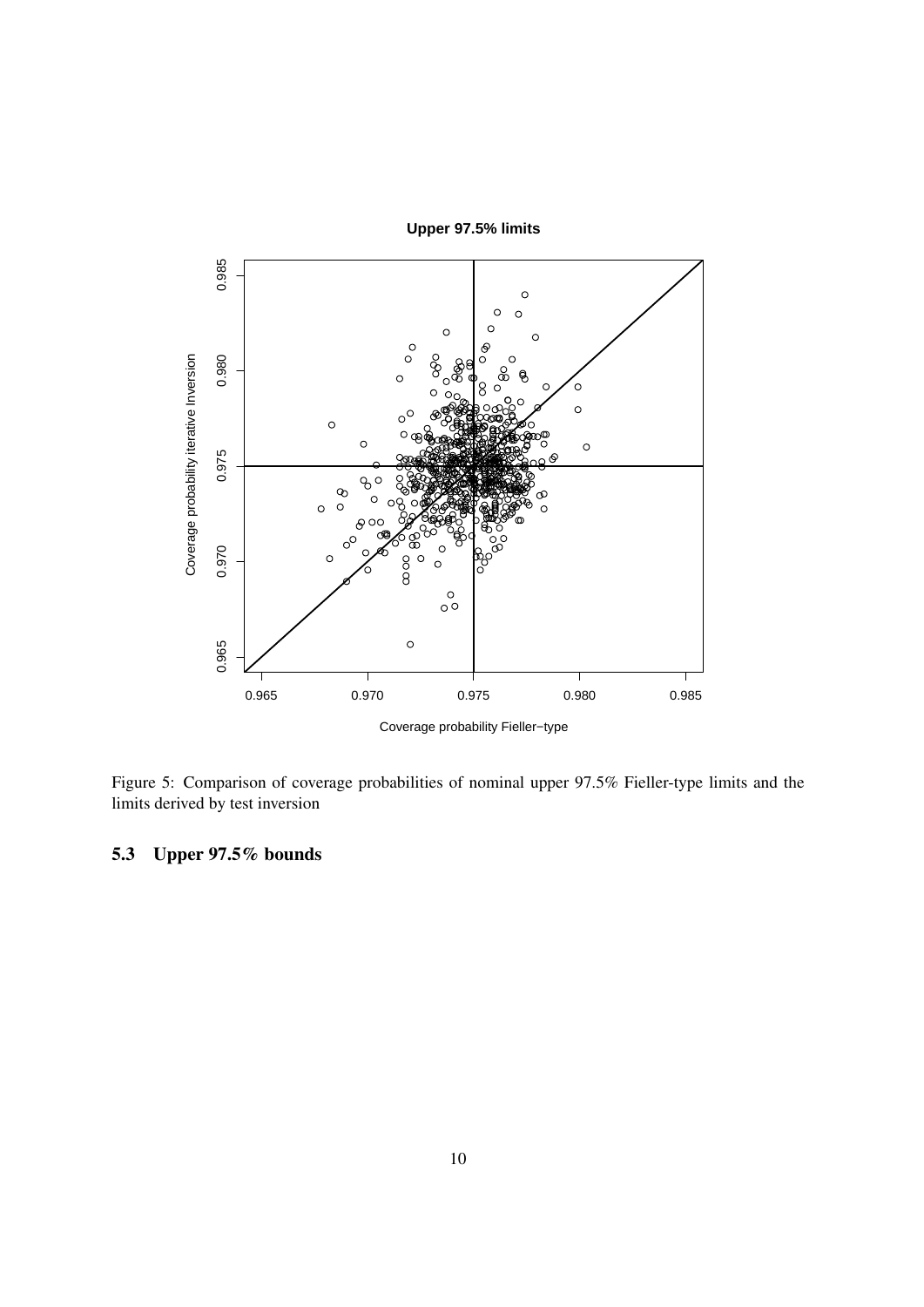Figure 5: Comparison of coverage probabilities of nominal upper 97.5% Fieller-type limits and the limits derived by test inversion

## 5.3 Upper 97.5% bounds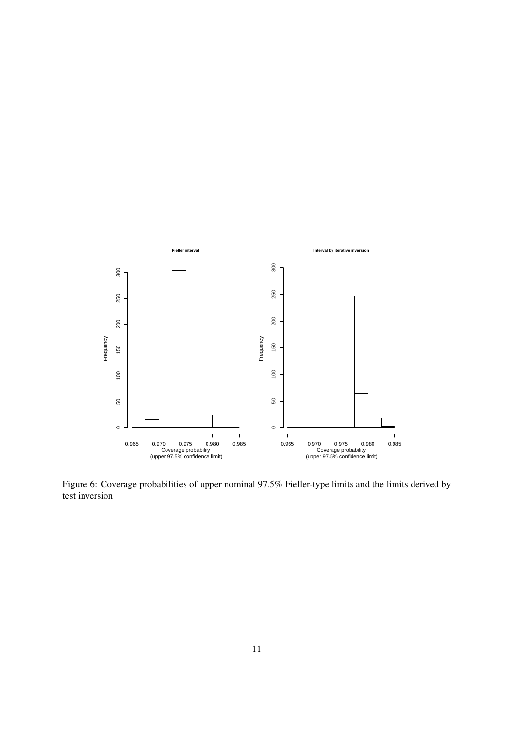Figure 6: Coverage probabilities of upper nominal 97.5% Fieller-type limits and the limits derived by test inversion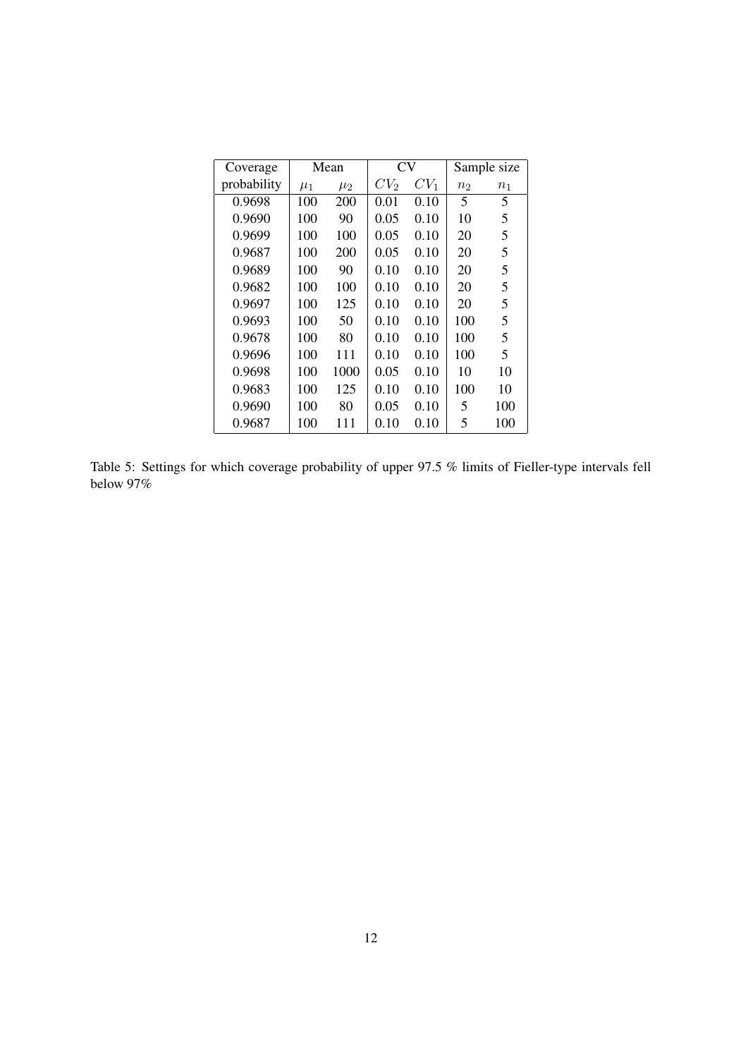| Coverage | Mean | | CV | | Sample size | |
|---|---|---|---|---|---|---|
| probability | $\mu_1$ | $\mu_2$ | $CV_2$ | $CV_1$ | $n_2$ | $n_1$ |
| 0.9698 | 100 | 200 | 0.01 | 0.10 | 5 | 5 |
| 0.9690 | 100 | 90 | 0.05 | 0.10 | 10 | 5 |
| 0.9699 | 100 | 100 | 0.05 | 0.10 | 20 | 5 |
| 0.9687 | 100 | 200 | 0.05 | 0.10 | 20 | 5 |
| 0.9689 | 100 | 90 | 0.10 | 0.10 | 20 | 5 |
| 0.9682 | 100 | 100 | 0.10 | 0.10 | 20 | 5 |
| 0.9697 | 100 | 125 | 0.10 | 0.10 | 20 | 5 |
| 0.9693 | 100 | 50 | 0.10 | 0.10 | 100 | 5 |
| 0.9678 | 100 | 80 | 0.10 | 0.10 | 100 | 5 |
| 0.9696 | 100 | 111 | 0.10 | 0.10 | 100 | 5 |
| 0.9698 | 100 | 1000 | 0.05 | 0.10 | 10 | 10 |
| 0.9683 | 100 | 125 | 0.10 | 0.10 | 100 | 10 |
| 0.9690 | 100 | 80 | 0.05 | 0.10 | 5 | 100 |
| 0.9687 | 100 | 111 | 0.10 | 0.10 | 5 | 100 |

Table 5: Settings for which coverage probability of upper 97.5 % limits of Fieller-type intervals fell below 97%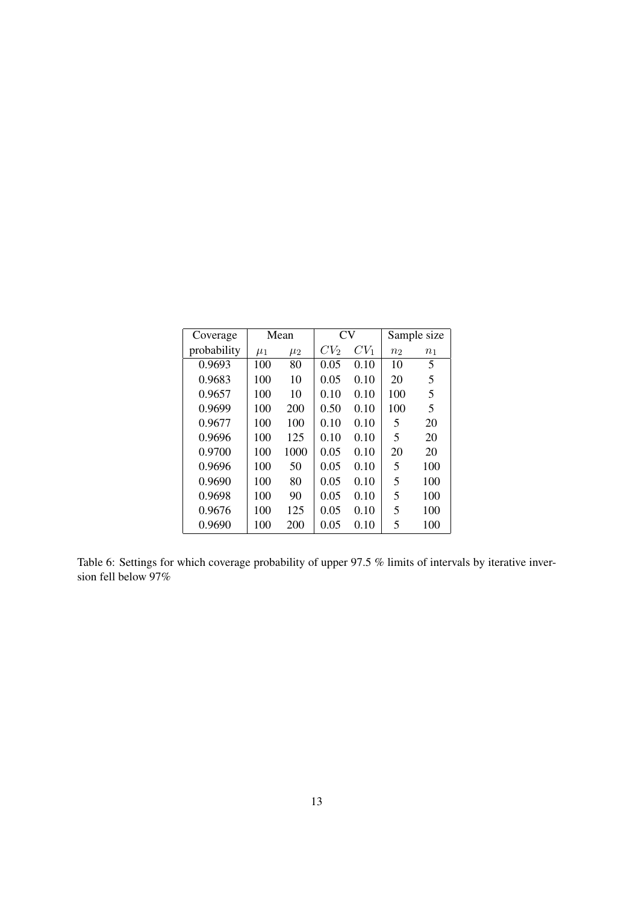| Coverage | Mean | | CV | | Sample size | |
|---|---|---|---|---|---|---|
| probability | $\mu_1$ | $\mu_2$ | $CV_2$ | $CV_1$ | $n_2$ | $n_1$ |
| 0.9693 | 100 | 80 | 0.05 | 0.10 | 10 | 5 |
| 0.9683 | 100 | 10 | 0.05 | 0.10 | 20 | 5 |
| 0.9657 | 100 | 10 | 0.10 | 0.10 | 100 | 5 |
| 0.9699 | 100 | 200 | 0.50 | 0.10 | 100 | 5 |
| 0.9677 | 100 | 100 | 0.10 | 0.10 | 5 | 20 |
| 0.9696 | 100 | 125 | 0.10 | 0.10 | 5 | 20 |
| 0.9700 | 100 | 1000 | 0.05 | 0.10 | 20 | 20 |
| 0.9696 | 100 | 50 | 0.05 | 0.10 | 5 | 100 |
| 0.9690 | 100 | 80 | 0.05 | 0.10 | 5 | 100 |
| 0.9698 | 100 | 90 | 0.05 | 0.10 | 5 | 100 |
| 0.9676 | 100 | 125 | 0.05 | 0.10 | 5 | 100 |
| 0.9690 | 100 | 200 | 0.05 | 0.10 | 5 | 100 |

Table 6: Settings for which coverage probability of upper 97.5 % limits of intervals by iterative inversion fell below 97%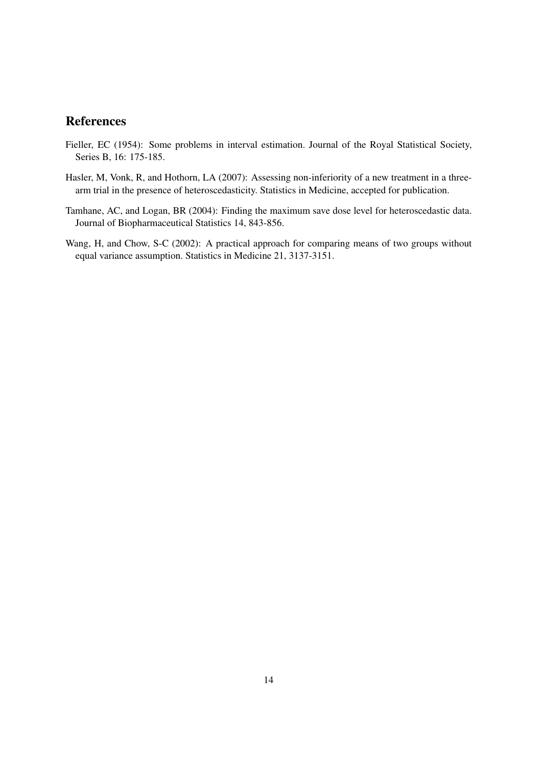## References

Fieller, EC (1954): Some problems in interval estimation. Journal of the Royal Statistical Society, Series B, 16: 175-185.

Hasler, M, Vonk, R, and Hothorn, LA (2007): Assessing non-inferiority of a new treatment in a three-arm trial in the presence of heteroscedasticity. Statistics in Medicine, accepted for publication.

Tamhane, AC, and Logan, BR (2004): Finding the maximum save dose level for heteroscedastic data. Journal of Biopharmaceutical Statistics 14, 843-856.

Wang, H, and Chow, S-C (2002): A practical approach for comparing means of two groups without equal variance assumption. Statistics in Medicine 21, 3137-3151.